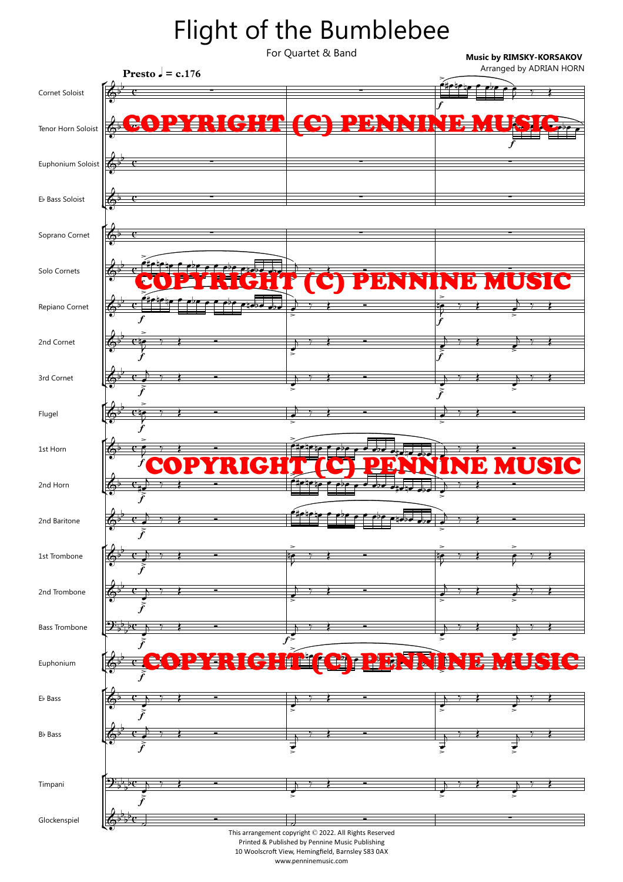# Flight of the Bumblebee

For Quartet & Band

**Music by RIMSKY-KORSAKOV**
Arranged by ADRIAN HORN

This arrangement copyright © 2022. All Rights Reserved
Printed & Published by Pennine Music Publishing
10 Woolscroft View, Hemingfield, Barnsley S83 0AX
www.penninemusic.com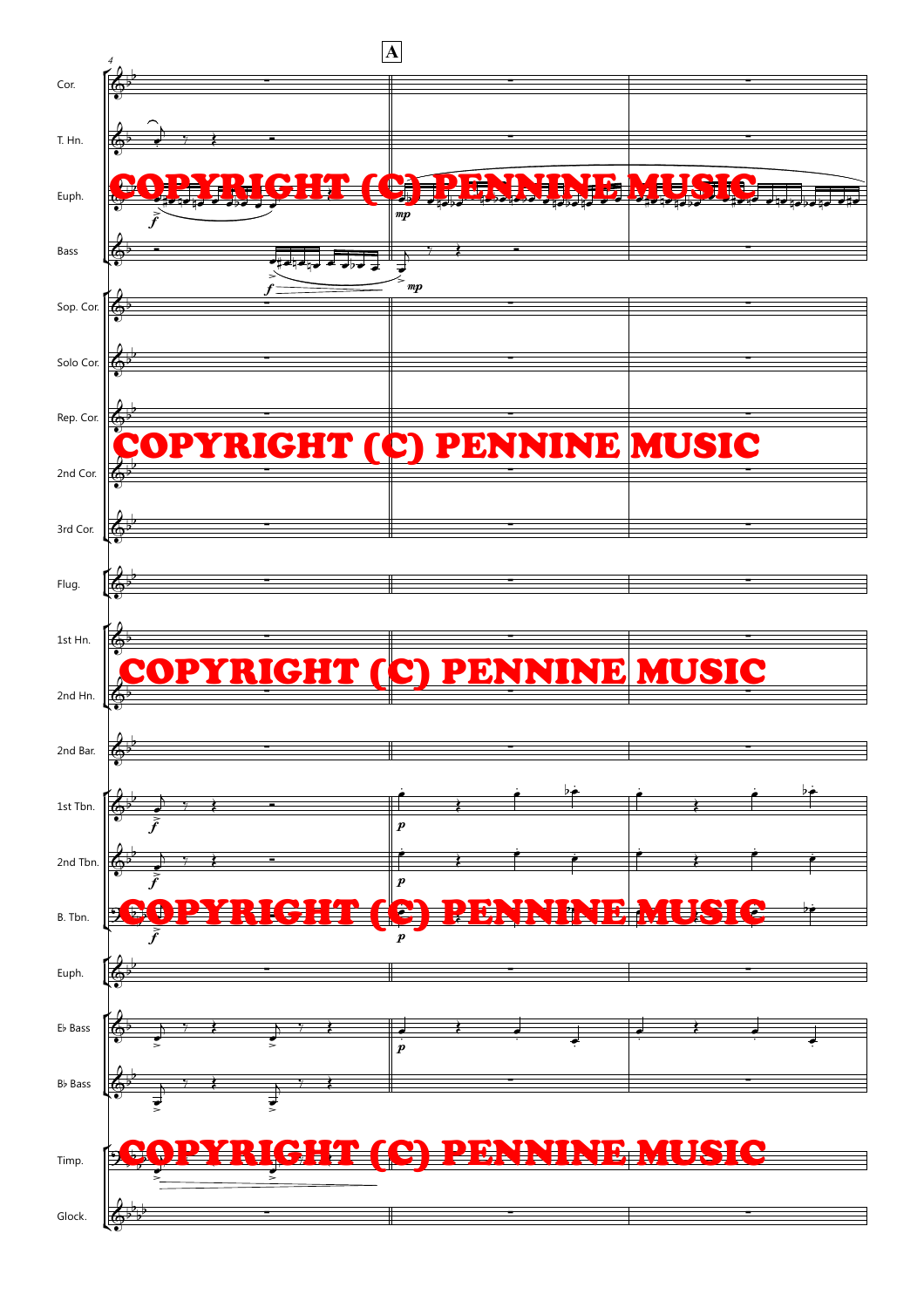4

A

Cor.

T. Hn.

Euph.

Bass

Sop. Cor.

Solo Cor.

Rep. Cor.

2nd Cor.

3rd Cor.

Flug.

1st Hn.

2nd Hn.

2nd Bar.

1st Tbn.

2nd Tbn.

B. Tbn.

Euph.

E♭ Bass

B♭ Bass

Timp.

Glock.

COPYRIGHT (C) PENNINE MUSIC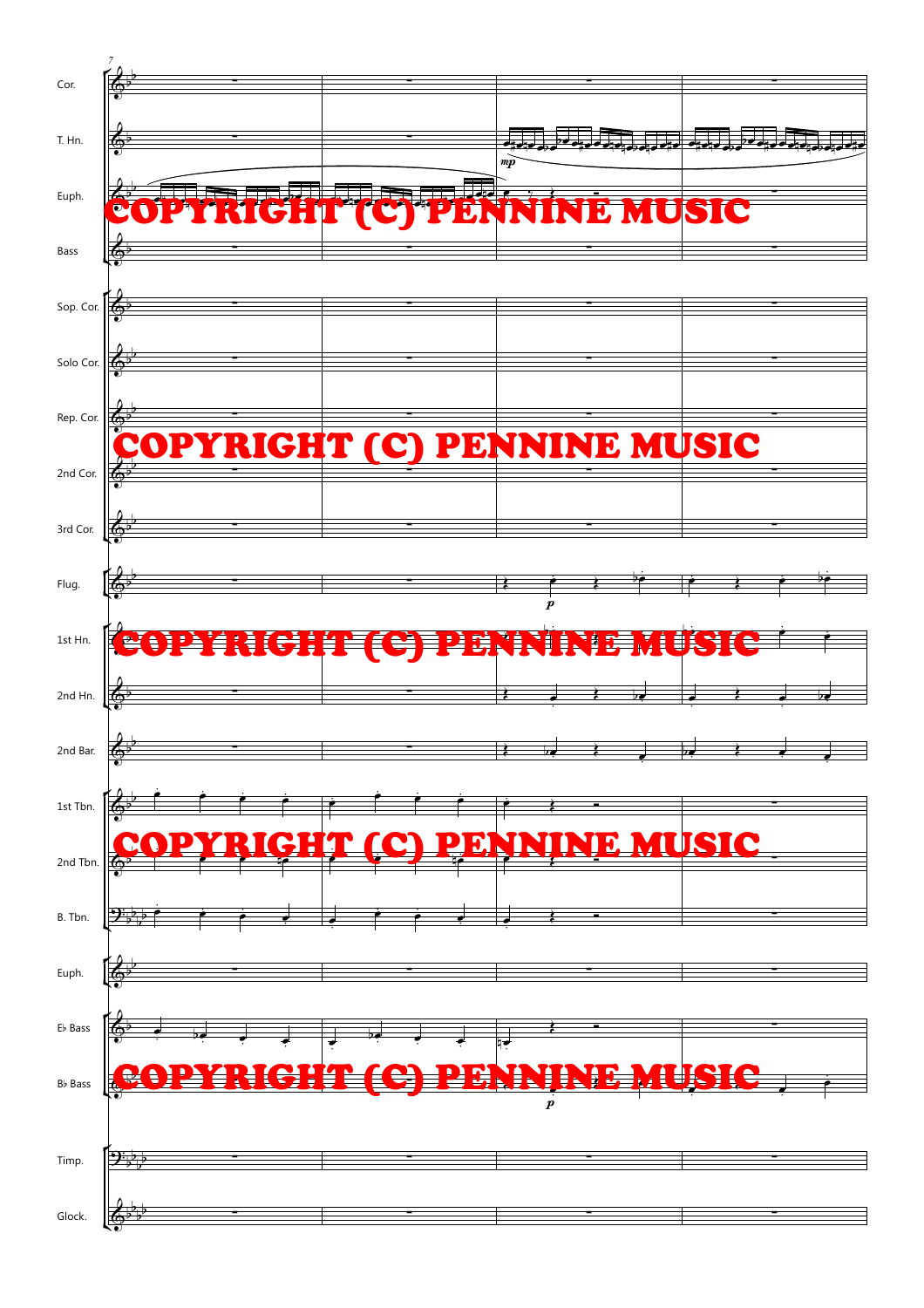7

Cor.

T. Hn.

Euph.

Bass

Sop. Cor.

Solo Cor.

Rep. Cor.

2nd Cor.

3rd Cor.

Flug.

1st Hn.

2nd Hn.

2nd Bar.

1st Tbn.

2nd Tbn.

B. Tbn.

Euph.

E♭ Bass

B♭ Bass

Timp.

Glock.

*mp*

*p*

*p*

COPYRIGHT (C) PENNINE MUSIC

COPYRIGHT (C) PENNINE MUSIC

COPYRIGHT (C) PENNINE MUSIC

COPYRIGHT (C) PENNINE MUSIC

COPYRIGHT (C) PENNINE MUSIC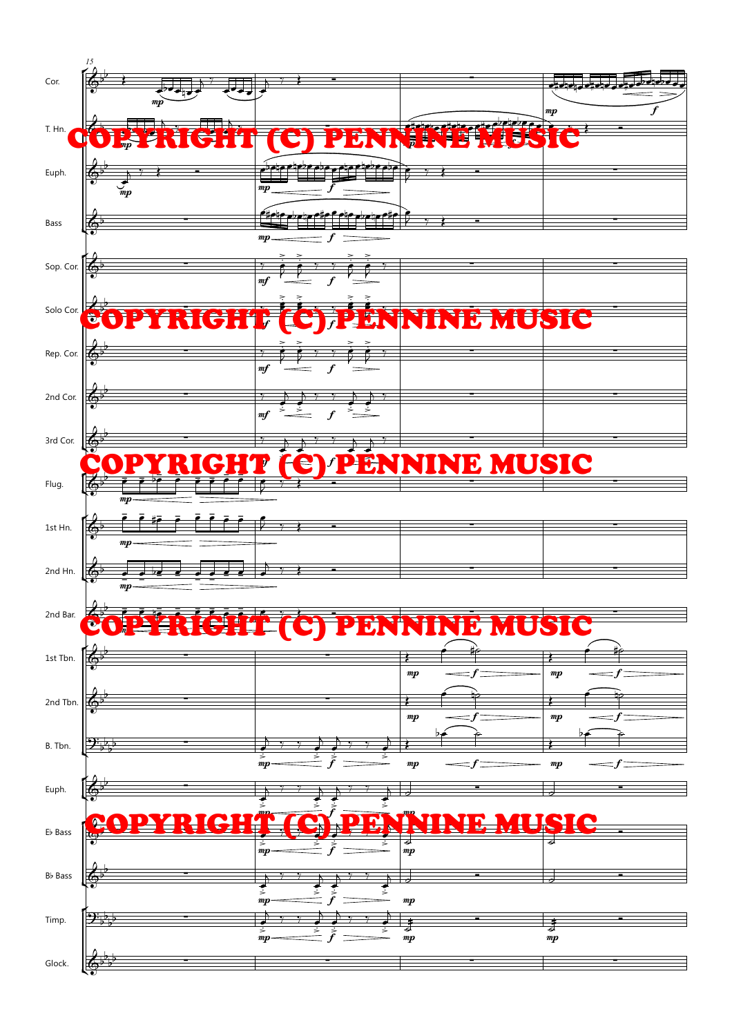15

Cor.

T. Hn.

Euph.

Bass

Sop. Cor.

Solo Cor.

Rep. Cor.

2nd Cor.

3rd Cor.

Flug.

1st Hn.

2nd Hn.

2nd Bar.

1st Tbn.

2nd Tbn.

B. Tbn.

Euph.

E♭ Bass

B♭ Bass

Timp.

Glock.

COPYRIGHT (C) PENNINE MUSIC

COPYRIGHT (C) PENNINE MUSIC

COPYRIGHT (C) PENNINE MUSIC

COPYRIGHT (C) PENNINE MUSIC

COPYRIGHT (C) PENNINE MUSIC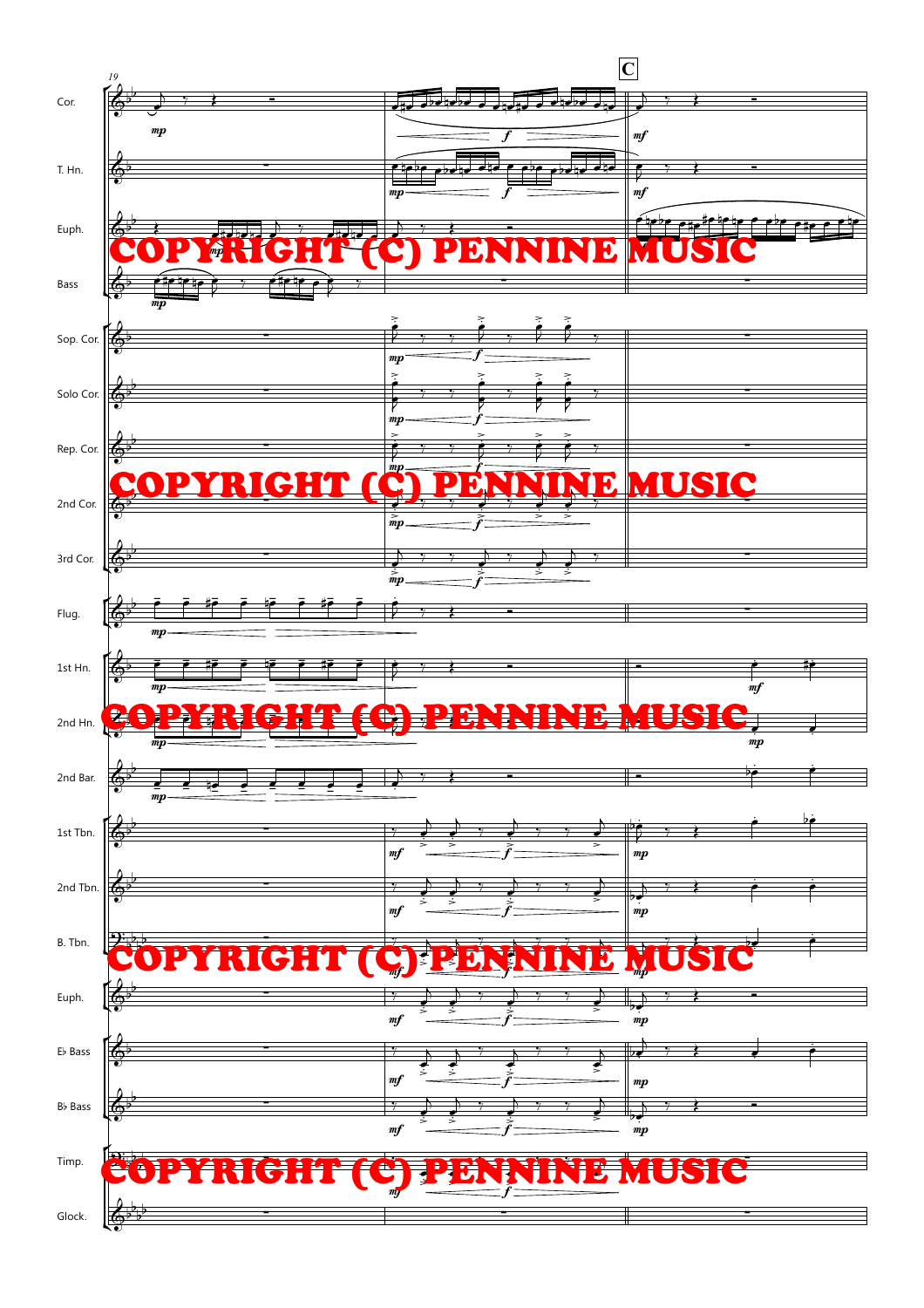19

**C**

Cor.

T. Hn.

Euph.

Bass

Sop. Cor.

Solo Cor.

Rep. Cor.

2nd Cor.

3rd Cor.

Flug.

1st Hn.

2nd Hn.

2nd Bar.

1st Tbn.

2nd Tbn.

B. Tbn.

Euph.

E♭ Bass

B♭ Bass

Timp.

Glock.

COPYRIGHT (C) PENNINE MUSIC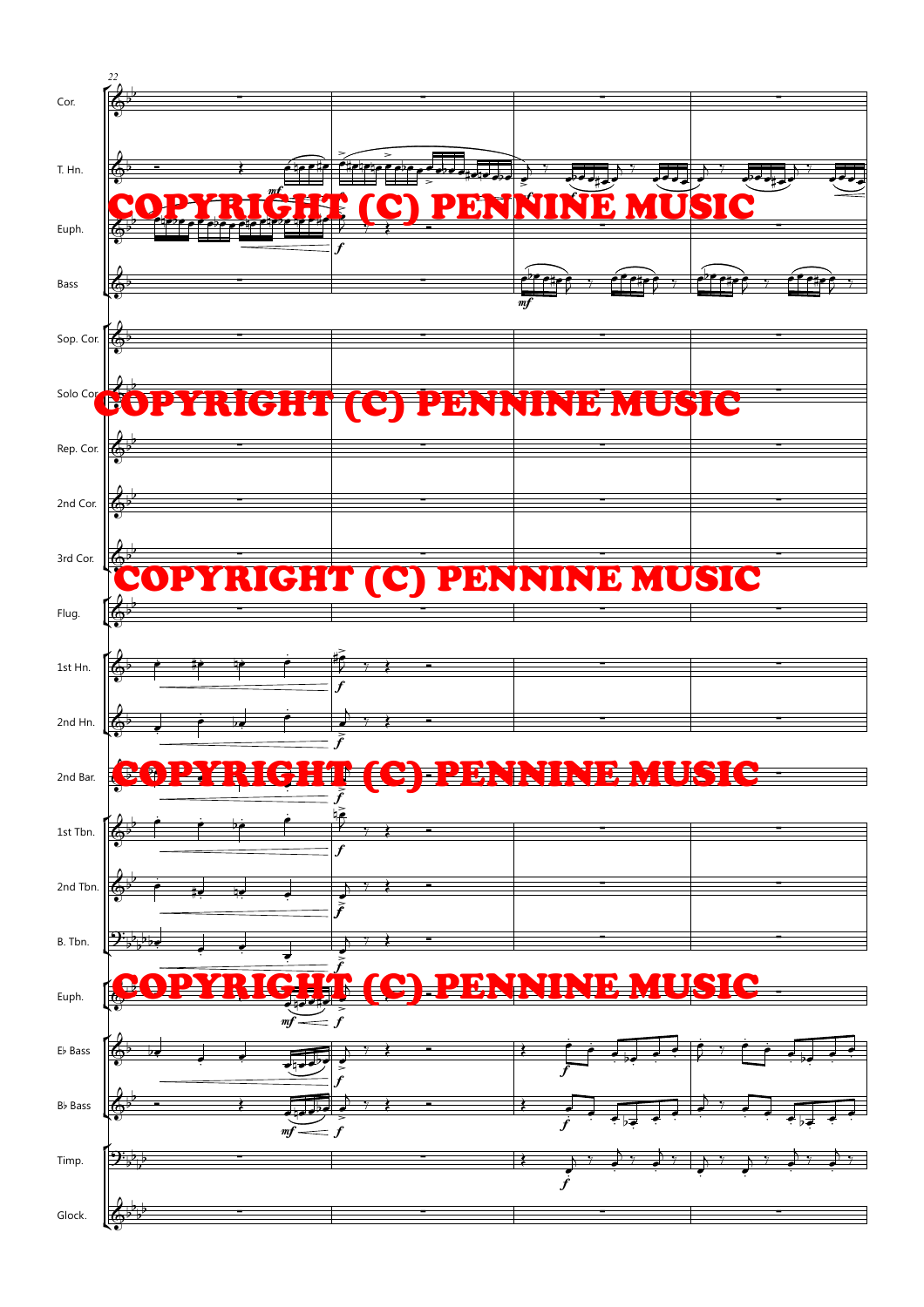Cor.

T. Hn.

Euph.

Bass

Sop. Cor.

Solo Cor.

Rep. Cor.

2nd Cor.

3rd Cor.

Flug.

1st Hn.

2nd Hn.

2nd Bar.

1st Tbn.

2nd Tbn.

B. Tbn.

Euph.

E♭ Bass

B♭ Bass

Timp.

Glock.

COPYRIGHT (C) PENNINE MUSIC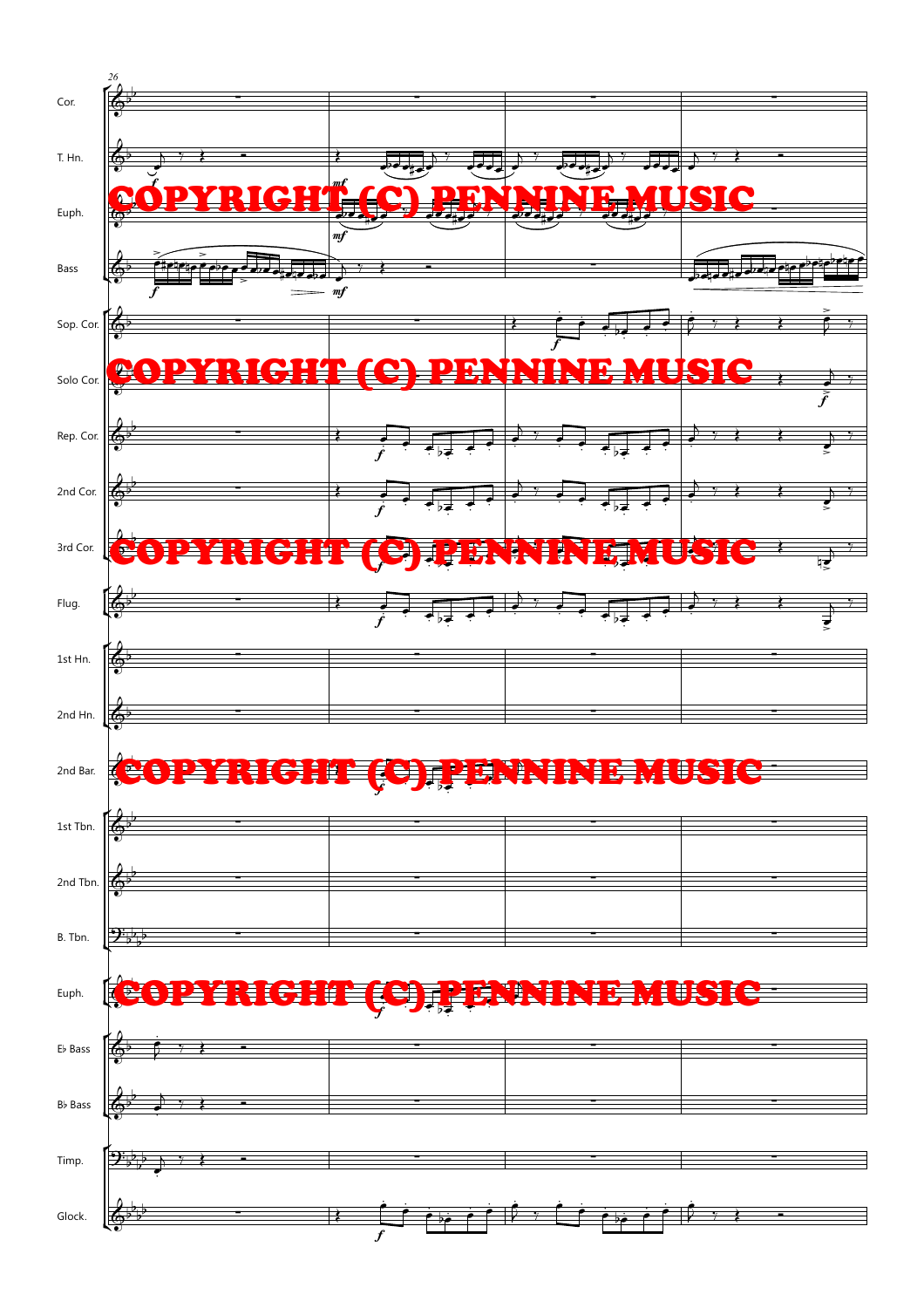COPYRIGHT (C) PENNINE MUSIC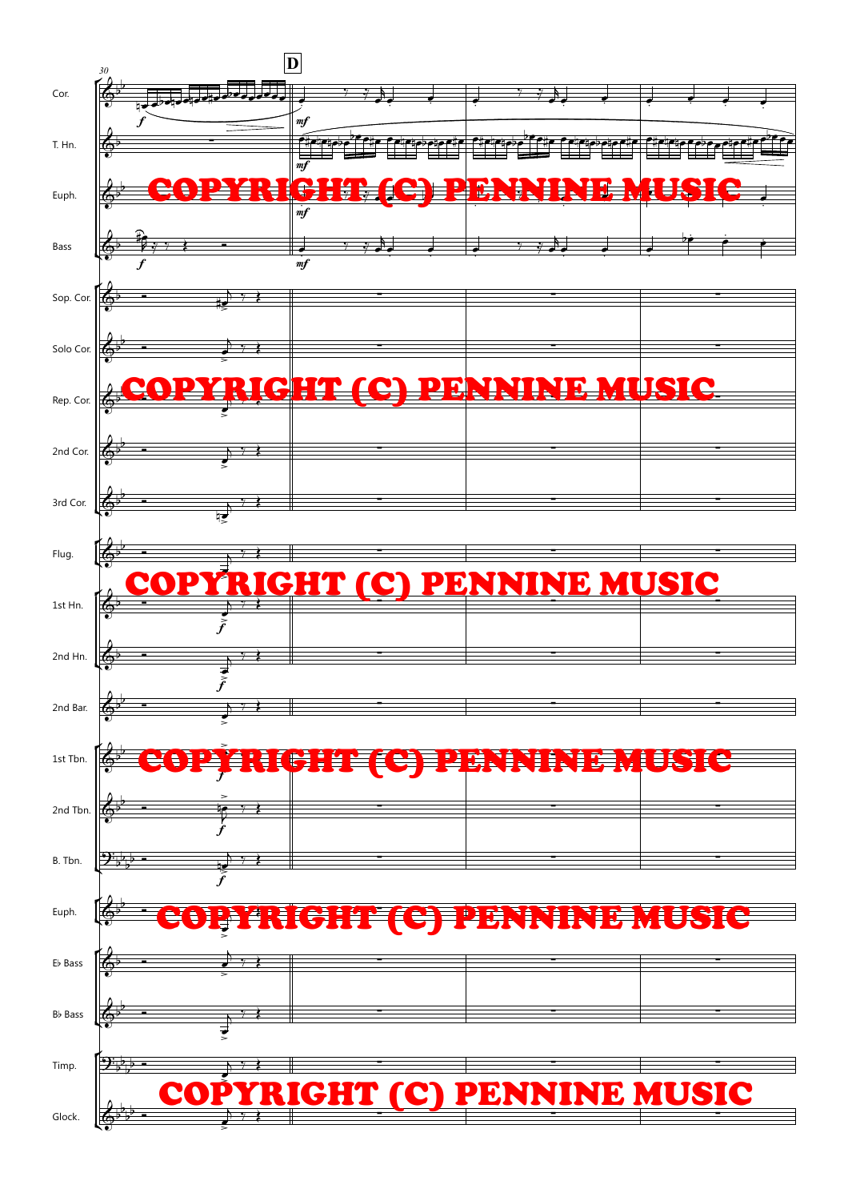COPYRIGHT (C) PENNINE MUSIC

COPYRIGHT (C) PENNINE MUSIC

COPYRIGHT (C) PENNINE MUSIC

COPYRIGHT (C) PENNINE MUSIC

COPYRIGHT (C) PENNINE MUSIC

COPYRIGHT (C) PENNINE MUSIC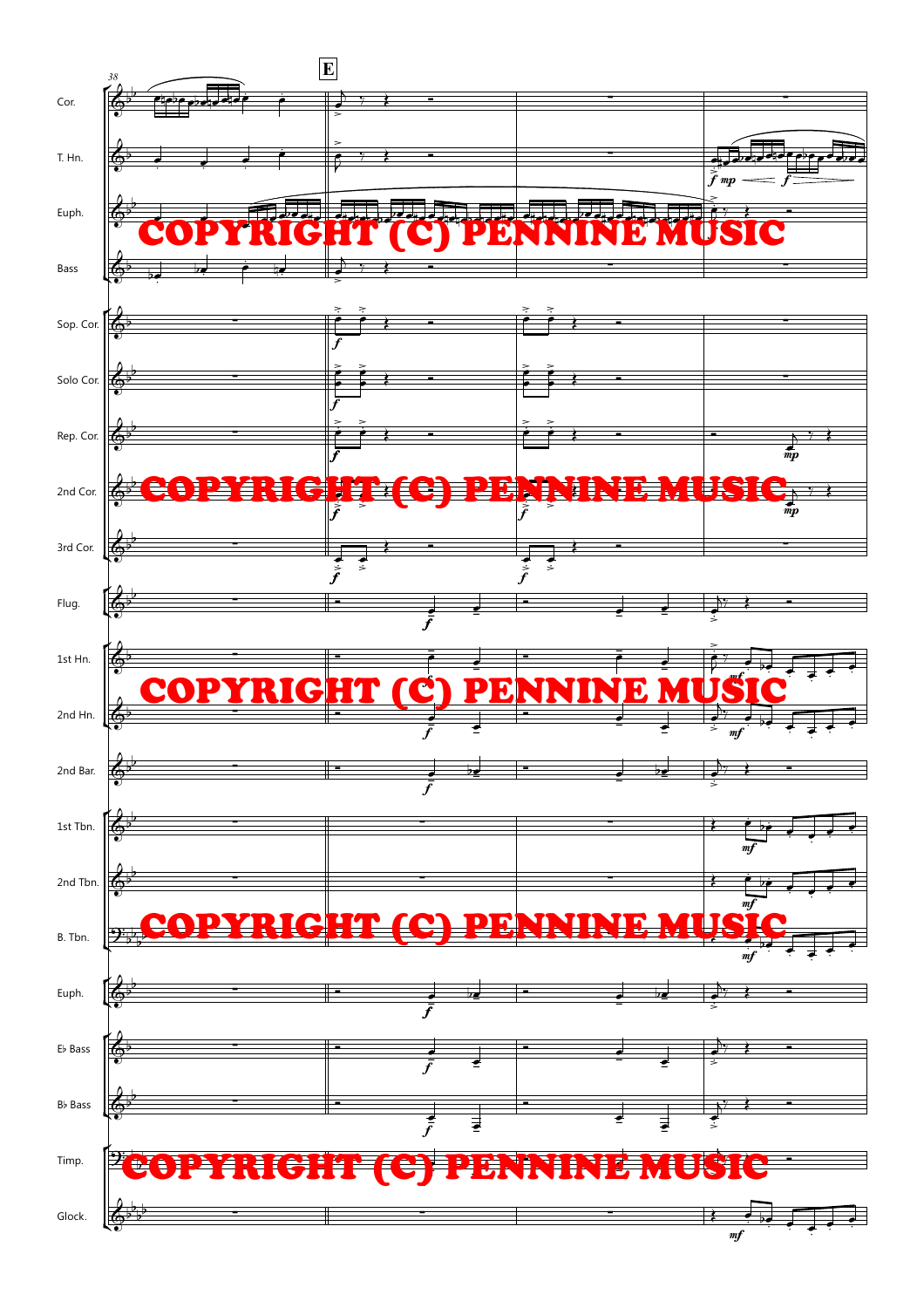38

**E**

Cor.

T. Hn.

Euph.

Bass

Sop. Cor.

Solo Cor.

Rep. Cor.

2nd Cor.

3rd Cor.

Flug.

1st Hn.

2nd Hn.

2nd Bar.

1st Tbn.

2nd Tbn.

B. Tbn.

Euph.

E♭ Bass

B♭ Bass

Timp.

Glock.

COPYRIGHT (C) PENNINE MUSIC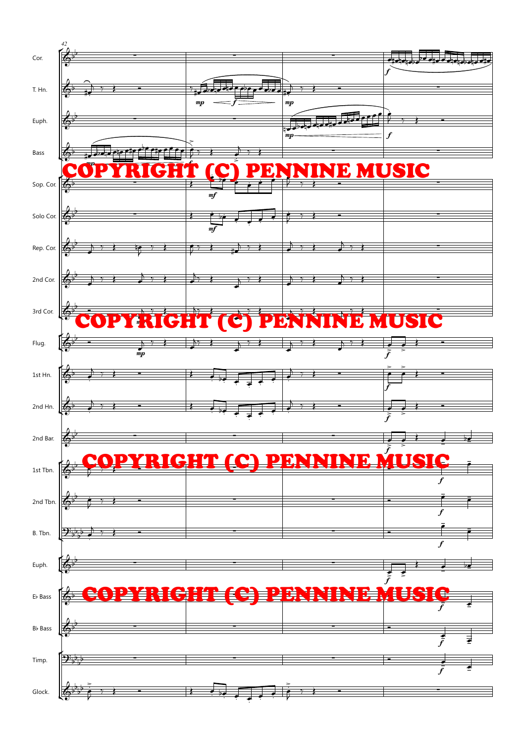42

Cor.

T. Hn.

Euph.

Bass

COPYRIGHT (C) PENNINE MUSIC

Sop. Cor.

Solo Cor.

Rep. Cor.

2nd Cor.

3rd Cor.

COPYRIGHT (C) PENNINE MUSIC

Flug.

1st Hn.

2nd Hn.

2nd Bar.

COPYRIGHT (C) PENNINE MUSIC

1st Tbn.

2nd Tbn.

B. Tbn.

Euph.

E♭ Bass

COPYRIGHT (C) PENNINE MUSIC

B♭ Bass

Timp.

Glock.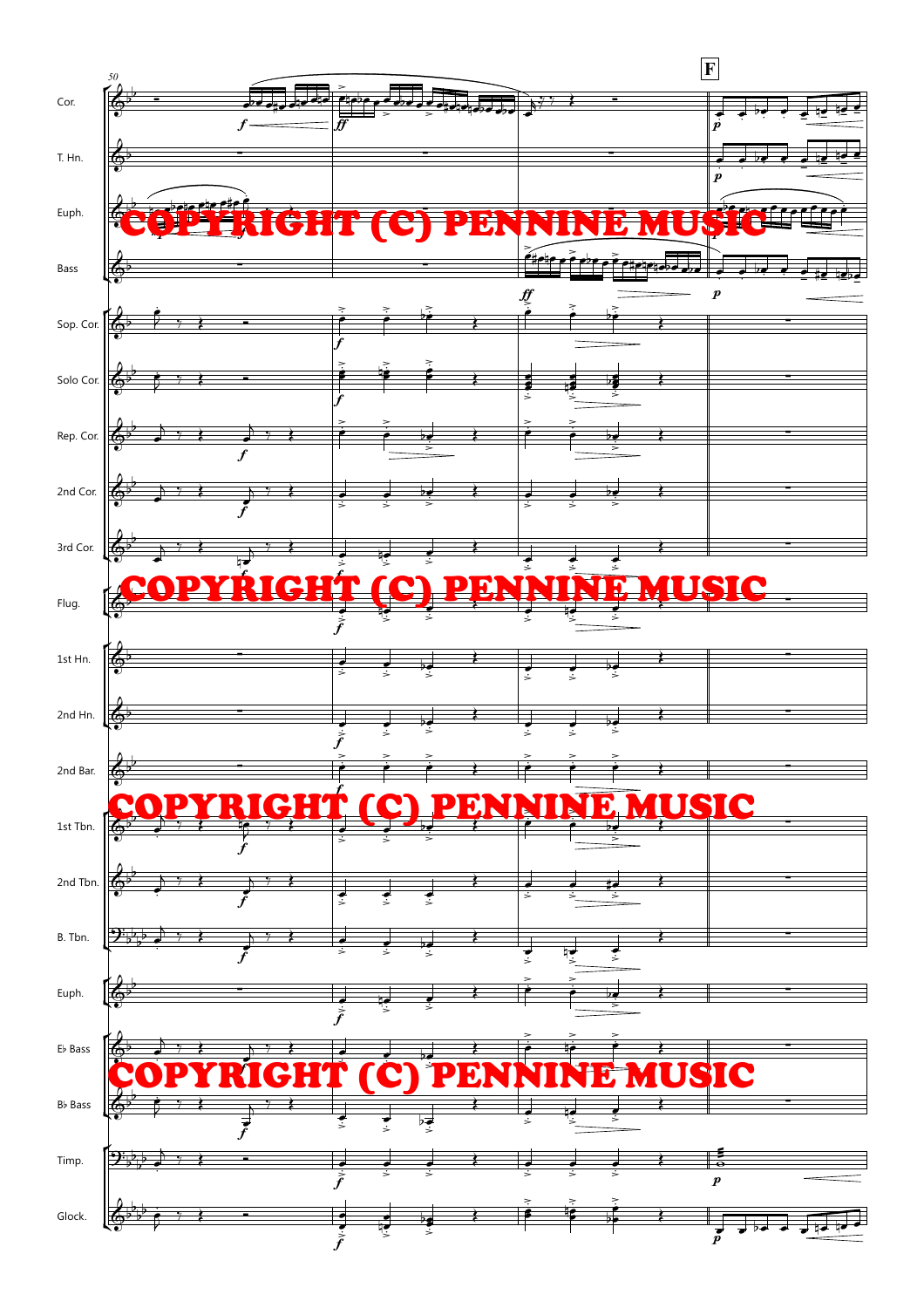50

**F**

Cor.

T. Hn.

Euph.

Bass

Sop. Cor.

Solo Cor.

Rep. Cor.

2nd Cor.

3rd Cor.

Flug.

1st Hn.

2nd Hn.

2nd Bar.

1st Tbn.

2nd Tbn.

B. Tbn.

Euph.

E♭ Bass

B♭ Bass

Timp.

Glock.

COPYRIGHT (C) PENNINE MUSIC